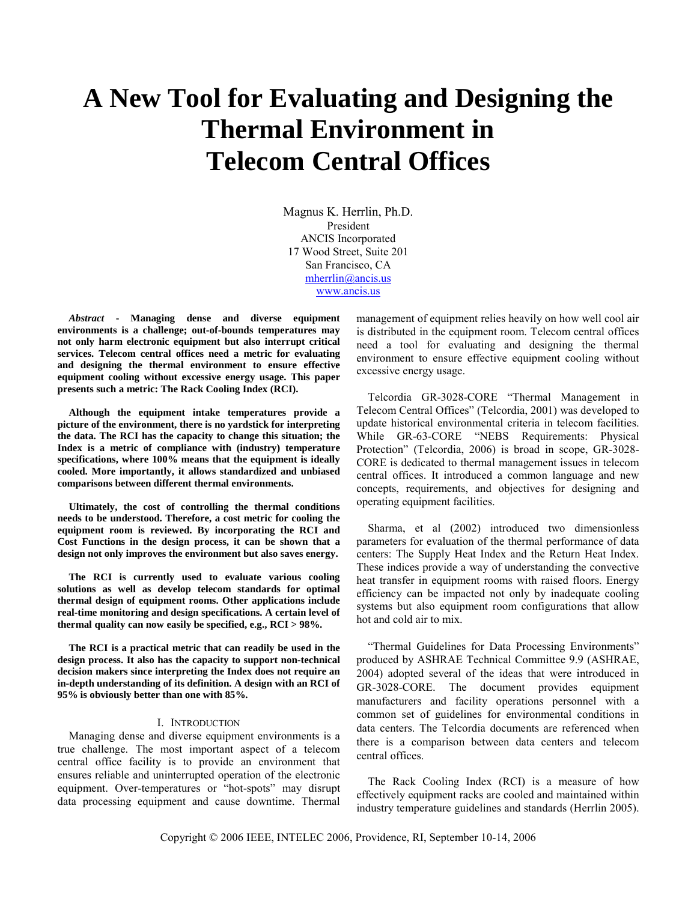# A New Tool for Evaluating and Designing the Thermal Environment in Telecom Central Offices

Magnus K. Herrlin, Ph.D.
President
ANCIS Incorporated
17 Wood Street, Suite 201
San Francisco, CA
mherrlin@ancis.us
www.ancis.us

***Abstract*** - **Managing dense and diverse equipment environments is a challenge; out-of-bounds temperatures may not only harm electronic equipment but also interrupt critical services. Telecom central offices need a metric for evaluating and designing the thermal environment to ensure effective equipment cooling without excessive energy usage. This paper presents such a metric: The Rack Cooling Index (RCI).**

**Although the equipment intake temperatures provide a picture of the environment, there is no yardstick for interpreting the data. The RCI has the capacity to change this situation; the Index is a metric of compliance with (industry) temperature specifications, where 100% means that the equipment is ideally cooled. More importantly, it allows standardized and unbiased comparisons between different thermal environments.**

**Ultimately, the cost of controlling the thermal conditions needs to be understood. Therefore, a cost metric for cooling the equipment room is reviewed. By incorporating the RCI and Cost Functions in the design process, it can be shown that a design not only improves the environment but also saves energy.**

**The RCI is currently used to evaluate various cooling solutions as well as develop telecom standards for optimal thermal design of equipment rooms. Other applications include real-time monitoring and design specifications. A certain level of thermal quality can now easily be specified, e.g., RCI > 98%.**

**The RCI is a practical metric that can readily be used in the design process. It also has the capacity to support non-technical decision makers since interpreting the Index does not require an in-depth understanding of its definition. A design with an RCI of 95% is obviously better than one with 85%.**

## I. Introduction

Managing dense and diverse equipment environments is a true challenge. The most important aspect of a telecom central office facility is to provide an environment that ensures reliable and uninterrupted operation of the electronic equipment. Over-temperatures or "hot-spots" may disrupt data processing equipment and cause downtime. Thermal management of equipment relies heavily on how well cool air is distributed in the equipment room. Telecom central offices need a tool for evaluating and designing the thermal environment to ensure effective equipment cooling without excessive energy usage.

Telcordia GR-3028-CORE "Thermal Management in Telecom Central Offices" (Telcordia, 2001) was developed to update historical environmental criteria in telecom facilities. While GR-63-CORE "NEBS Requirements: Physical Protection" (Telcordia, 2006) is broad in scope, GR-3028-CORE is dedicated to thermal management issues in telecom central offices. It introduced a common language and new concepts, requirements, and objectives for designing and operating equipment facilities.

Sharma, et al (2002) introduced two dimensionless parameters for evaluation of the thermal performance of data centers: The Supply Heat Index and the Return Heat Index. These indices provide a way of understanding the convective heat transfer in equipment rooms with raised floors. Energy efficiency can be impacted not only by inadequate cooling systems but also equipment room configurations that allow hot and cold air to mix.

"Thermal Guidelines for Data Processing Environments" produced by ASHRAE Technical Committee 9.9 (ASHRAE, 2004) adopted several of the ideas that were introduced in GR-3028-CORE. The document provides equipment manufacturers and facility operations personnel with a common set of guidelines for environmental conditions in data centers. The Telcordia documents are referenced when there is a comparison between data centers and telecom central offices.

The Rack Cooling Index (RCI) is a measure of how effectively equipment racks are cooled and maintained within industry temperature guidelines and standards (Herrlin 2005).

Copyright © 2006 IEEE, INTELEC 2006, Providence, RI, September 10-14, 2006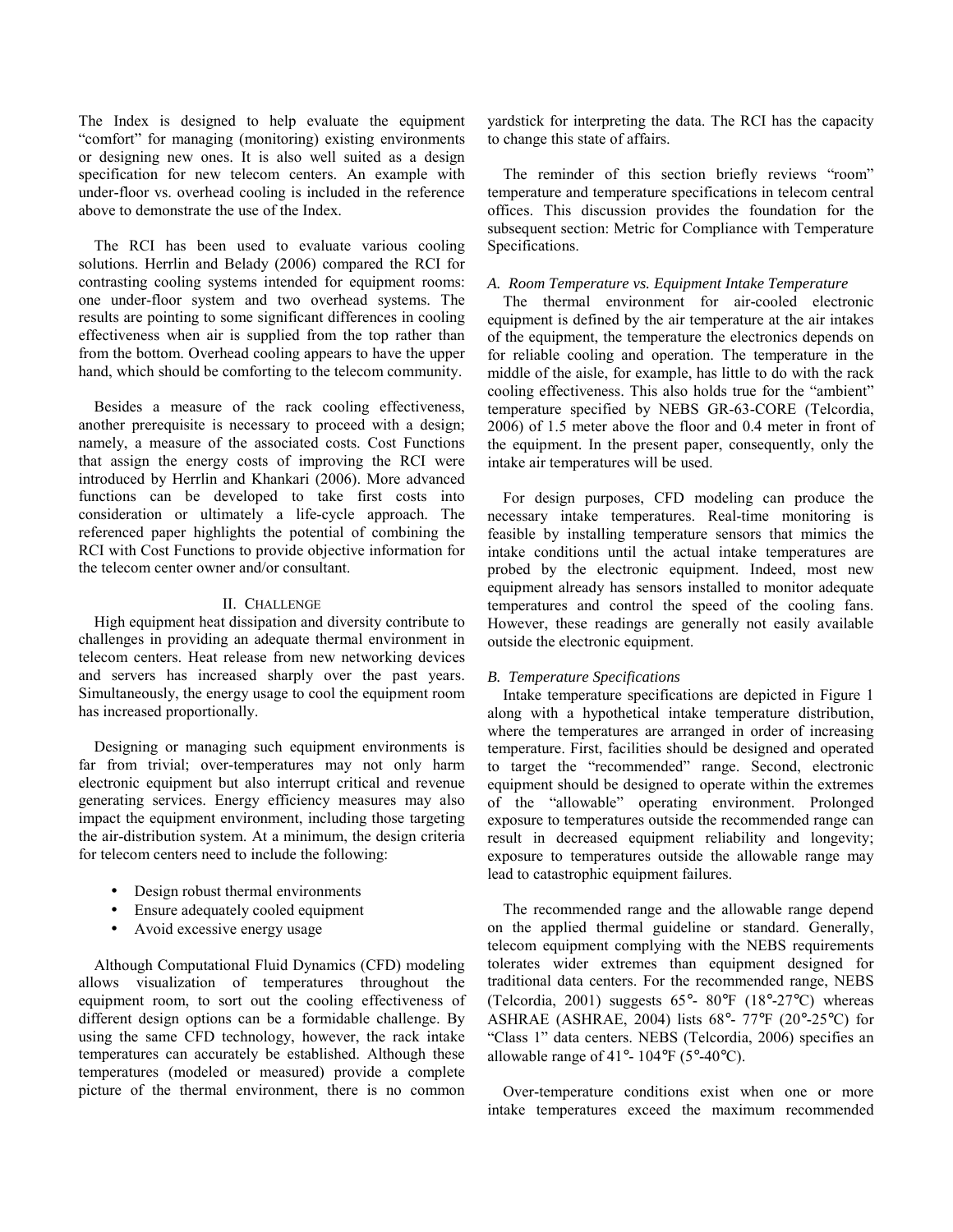The Index is designed to help evaluate the equipment "comfort" for managing (monitoring) existing environments or designing new ones. It is also well suited as a design specification for new telecom centers. An example with under-floor vs. overhead cooling is included in the reference above to demonstrate the use of the Index.

The RCI has been used to evaluate various cooling solutions. Herrlin and Belady (2006) compared the RCI for contrasting cooling systems intended for equipment rooms: one under-floor system and two overhead systems. The results are pointing to some significant differences in cooling effectiveness when air is supplied from the top rather than from the bottom. Overhead cooling appears to have the upper hand, which should be comforting to the telecom community.

Besides a measure of the rack cooling effectiveness, another prerequisite is necessary to proceed with a design; namely, a measure of the associated costs. Cost Functions that assign the energy costs of improving the RCI were introduced by Herrlin and Khankari (2006). More advanced functions can be developed to take first costs into consideration or ultimately a life-cycle approach. The referenced paper highlights the potential of combining the RCI with Cost Functions to provide objective information for the telecom center owner and/or consultant.

## II. Challenge

High equipment heat dissipation and diversity contribute to challenges in providing an adequate thermal environment in telecom centers. Heat release from new networking devices and servers has increased sharply over the past years. Simultaneously, the energy usage to cool the equipment room has increased proportionally.

Designing or managing such equipment environments is far from trivial; over-temperatures may not only harm electronic equipment but also interrupt critical and revenue generating services. Energy efficiency measures may also impact the equipment environment, including those targeting the air-distribution system. At a minimum, the design criteria for telecom centers need to include the following:

- Design robust thermal environments
- Ensure adequately cooled equipment
- Avoid excessive energy usage

Although Computational Fluid Dynamics (CFD) modeling allows visualization of temperatures throughout the equipment room, to sort out the cooling effectiveness of different design options can be a formidable challenge. By using the same CFD technology, however, the rack intake temperatures can accurately be established. Although these temperatures (modeled or measured) provide a complete picture of the thermal environment, there is no common yardstick for interpreting the data. The RCI has the capacity to change this state of affairs.

The reminder of this section briefly reviews "room" temperature and temperature specifications in telecom central offices. This discussion provides the foundation for the subsequent section: Metric for Compliance with Temperature Specifications.

### *A. Room Temperature vs. Equipment Intake Temperature*

The thermal environment for air-cooled electronic equipment is defined by the air temperature at the air intakes of the equipment, the temperature the electronics depends on for reliable cooling and operation. The temperature in the middle of the aisle, for example, has little to do with the rack cooling effectiveness. This also holds true for the "ambient" temperature specified by NEBS GR-63-CORE (Telcordia, 2006) of 1.5 meter above the floor and 0.4 meter in front of the equipment. In the present paper, consequently, only the intake air temperatures will be used.

For design purposes, CFD modeling can produce the necessary intake temperatures. Real-time monitoring is feasible by installing temperature sensors that mimics the intake conditions until the actual intake temperatures are probed by the electronic equipment. Indeed, most new equipment already has sensors installed to monitor adequate temperatures and control the speed of the cooling fans. However, these readings are generally not easily available outside the electronic equipment.

### *B. Temperature Specifications*

Intake temperature specifications are depicted in Figure 1 along with a hypothetical intake temperature distribution, where the temperatures are arranged in order of increasing temperature. First, facilities should be designed and operated to target the "recommended" range. Second, electronic equipment should be designed to operate within the extremes of the "allowable" operating environment. Prolonged exposure to temperatures outside the recommended range can result in decreased equipment reliability and longevity; exposure to temperatures outside the allowable range may lead to catastrophic equipment failures.

The recommended range and the allowable range depend on the applied thermal guideline or standard. Generally, telecom equipment complying with the NEBS requirements tolerates wider extremes than equipment designed for traditional data centers. For the recommended range, NEBS (Telcordia, 2001) suggests 65°- 80°F (18°-27°C) whereas ASHRAE (ASHRAE, 2004) lists 68°- 77°F (20°-25°C) for "Class 1" data centers. NEBS (Telcordia, 2006) specifies an allowable range of 41°- 104°F (5°-40°C).

Over-temperature conditions exist when one or more intake temperatures exceed the maximum recommended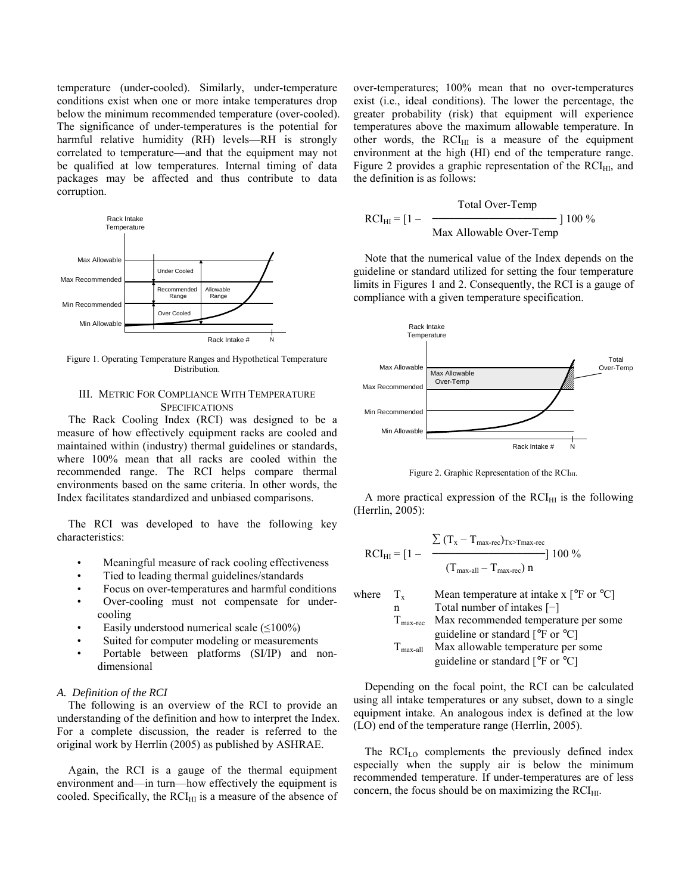temperature (under-cooled). Similarly, under-temperature conditions exist when one or more intake temperatures drop below the minimum recommended temperature (over-cooled). The significance of under-temperatures is the potential for harmful relative humidity (RH) levels—RH is strongly correlated to temperature—and that the equipment may not be qualified at low temperatures. Internal timing of data packages may be affected and thus contribute to data corruption.

Figure 1. Operating Temperature Ranges and Hypothetical Temperature Distribution.

## III. Metric for Compliance with Temperature Specifications

The Rack Cooling Index (RCI) was designed to be a measure of how effectively equipment racks are cooled and maintained within (industry) thermal guidelines or standards, where 100% mean that all racks are cooled within the recommended range. The RCI helps compare thermal environments based on the same criteria. In other words, the Index facilitates standardized and unbiased comparisons.

The RCI was developed to have the following key characteristics:

- Meaningful measure of rack cooling effectiveness
- Tied to leading thermal guidelines/standards
- Focus on over-temperatures and harmful conditions
- Over-cooling must not compensate for under-cooling
- Easily understood numerical scale (≤100%)
- Suited for computer modeling or measurements
- Portable between platforms (SI/IP) and non-dimensional

### *A. Definition of the RCI*

The following is an overview of the RCI to provide an understanding of the definition and how to interpret the Index. For a complete discussion, the reader is referred to the original work by Herrlin (2005) as published by ASHRAE.

Again, the RCI is a gauge of the thermal equipment environment and—in turn—how effectively the equipment is cooled. Specifically, the $RCI_{HI}$ is a measure of the absence of over-temperatures; 100% mean that no over-temperatures exist (i.e., ideal conditions). The lower the percentage, the greater probability (risk) that equipment will experience temperatures above the maximum allowable temperature. In other words, the $RCI_{HI}$ is a measure of the equipment environment at the high (HI) end of the temperature range. Figure 2 provides a graphic representation of the $RCI_{HI}$, and the definition is as follows:

$$RCI_{HI} = \left[1 - \frac{\text{Total Over-Temp}}{\text{Max Allowable Over-Temp}}\right] 100\ \%$$

Note that the numerical value of the Index depends on the guideline or standard utilized for setting the four temperature limits in Figures 1 and 2. Consequently, the RCI is a gauge of compliance with a given temperature specification.

Figure 2. Graphic Representation of the $RCI_{HI}$.

A more practical expression of the $RCI_{HI}$ is the following (Herrlin, 2005):

$$RCI_{HI} = \left[1 - \frac{\sum (T_x - T_{max\text{-}rec})_{T_x > T_{max\text{-}rec}}}{(T_{max\text{-}all} - T_{max\text{-}rec})\ n}\right] 100\ \%$$

where
- $T_x$ — Mean temperature at intake x [°F or °C]
- $n$ — Total number of intakes [−]
- $T_{max\text{-}rec}$ — Max recommended temperature per some guideline or standard [°F or °C]
- $T_{max\text{-}all}$ — Max allowable temperature per some guideline or standard [°F or °C]

Depending on the focal point, the RCI can be calculated using all intake temperatures or any subset, down to a single equipment intake. An analogous index is defined at the low (LO) end of the temperature range (Herrlin, 2005).

The $RCI_{LO}$ complements the previously defined index especially when the supply air is below the minimum recommended temperature. If under-temperatures are of less concern, the focus should be on maximizing the $RCI_{HI}$.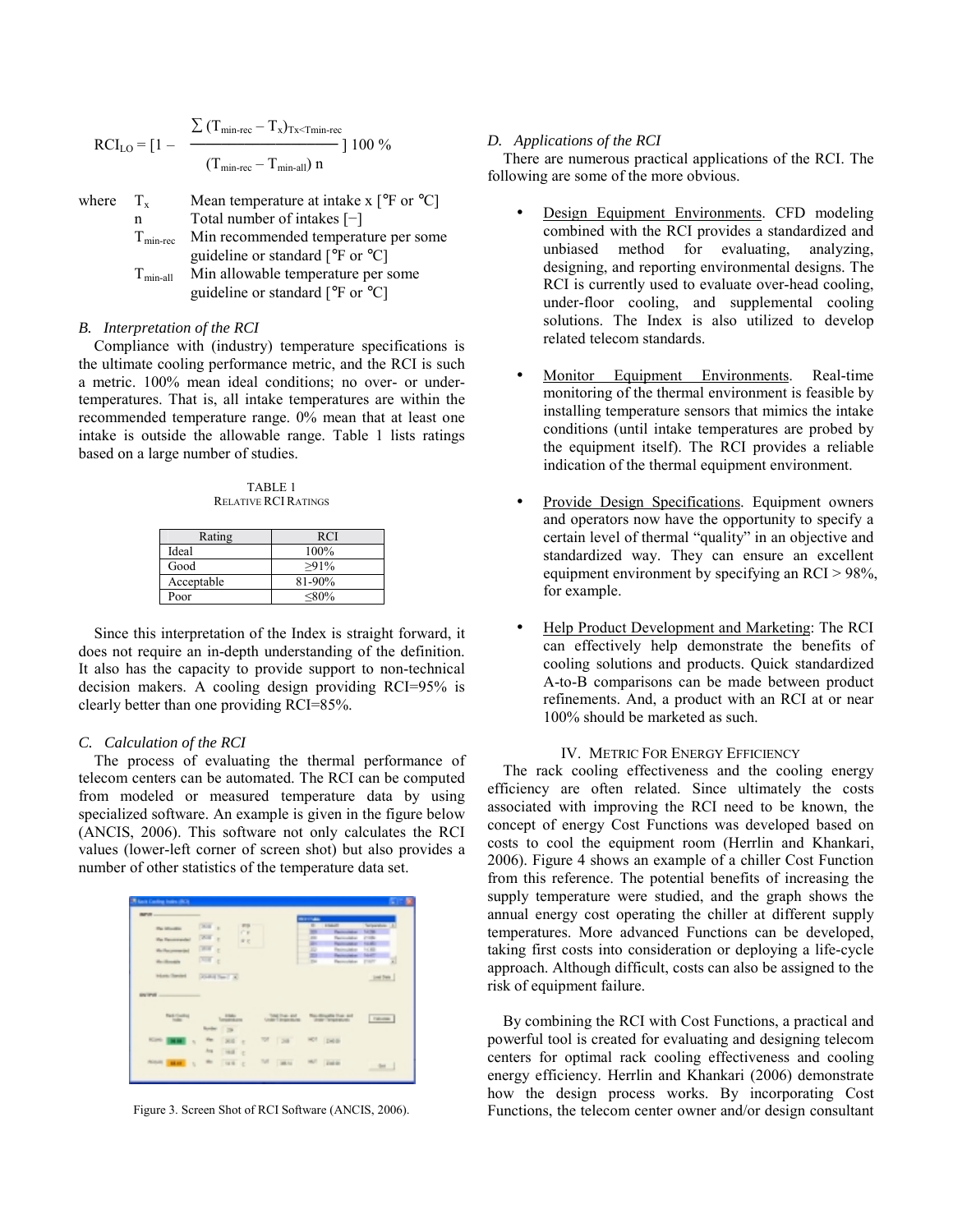$$RCI_{LO} = [1 - \frac{\sum (T_{min\text{-}rec} - T_x)_{T_x<T_{min\text{-}rec}}}{(T_{min\text{-}rec} - T_{min\text{-}all})\ n}]\ 100\ \%$$

where

- $T_x$ Mean temperature at intake x [°F or °C]
- $n$ Total number of intakes [−]
- $T_{min\text{-}rec}$ Min recommended temperature per some guideline or standard [°F or °C]
- $T_{min\text{-}all}$ Min allowable temperature per some guideline or standard [°F or °C]

### B. *Interpretation of the RCI*

Compliance with (industry) temperature specifications is the ultimate cooling performance metric, and the RCI is such a metric. 100% mean ideal conditions; no over- or under-temperatures. That is, all intake temperatures are within the recommended temperature range. 0% mean that at least one intake is outside the allowable range. Table 1 lists ratings based on a large number of studies.

TABLE 1
RELATIVE RCI RATINGS

| Rating | RCI |
|---|---|
| Ideal | 100% |
| Good | ≥91% |
| Acceptable | 81-90% |
| Poor | ≤80% |

Since this interpretation of the Index is straight forward, it does not require an in-depth understanding of the definition. It also has the capacity to provide support to non-technical decision makers. A cooling design providing RCI=95% is clearly better than one providing RCI=85%.

### C. *Calculation of the RCI*

The process of evaluating the thermal performance of telecom centers can be automated. The RCI can be computed from modeled or measured temperature data by using specialized software. An example is given in the figure below (ANCIS, 2006). This software not only calculates the RCI values (lower-left corner of screen shot) but also provides a number of other statistics of the temperature data set.

Figure 3. Screen Shot of RCI Software (ANCIS, 2006).

### D. *Applications of the RCI*

There are numerous practical applications of the RCI. The following are some of the more obvious.

- Design Equipment Environments. CFD modeling combined with the RCI provides a standardized and unbiased method for evaluating, analyzing, designing, and reporting environmental designs. The RCI is currently used to evaluate over-head cooling, under-floor cooling, and supplemental cooling solutions. The Index is also utilized to develop related telecom standards.

- Monitor Equipment Environments. Real-time monitoring of the thermal environment is feasible by installing temperature sensors that mimics the intake conditions (until intake temperatures are probed by the equipment itself). The RCI provides a reliable indication of the thermal equipment environment.

- Provide Design Specifications. Equipment owners and operators now have the opportunity to specify a certain level of thermal "quality" in an objective and standardized way. They can ensure an excellent equipment environment by specifying an RCI > 98%, for example.

- Help Product Development and Marketing: The RCI can effectively help demonstrate the benefits of cooling solutions and products. Quick standardized A-to-B comparisons can be made between product refinements. And, a product with an RCI at or near 100% should be marketed as such.

## IV. METRIC FOR ENERGY EFFICIENCY

The rack cooling effectiveness and the cooling energy efficiency are often related. Since ultimately the costs associated with improving the RCI need to be known, the concept of energy Cost Functions was developed based on costs to cool the equipment room (Herrlin and Khankari, 2006). Figure 4 shows an example of a chiller Cost Function from this reference. The potential benefits of increasing the supply temperature were studied, and the graph shows the annual energy cost operating the chiller at different supply temperatures. More advanced Functions can be developed, taking first costs into consideration or deploying a life-cycle approach. Although difficult, costs can also be assigned to the risk of equipment failure.

By combining the RCI with Cost Functions, a practical and powerful tool is created for evaluating and designing telecom centers for optimal rack cooling effectiveness and cooling energy efficiency. Herrlin and Khankari (2006) demonstrate how the design process works. By incorporating Cost Functions, the telecom center owner and/or design consultant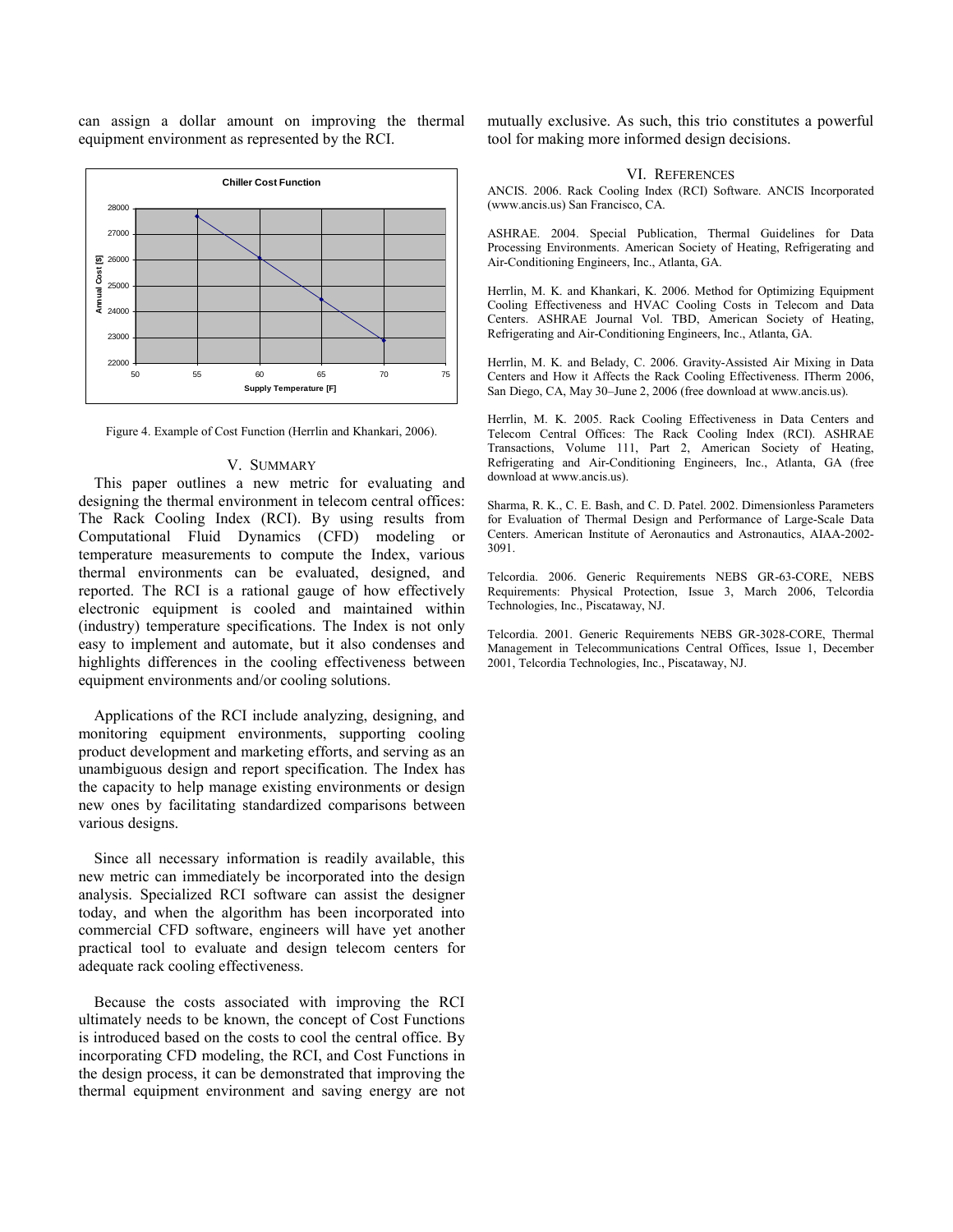can assign a dollar amount on improving the thermal equipment environment as represented by the RCI.

Chiller Cost Function

28000
27000
26000
25000
24000
23000
22000

Annual Cost [$]

50 55 60 65 70 75

Supply Temperature [F]

Figure 4. Example of Cost Function (Herrlin and Khankari, 2006).

## V. SUMMARY

This paper outlines a new metric for evaluating and designing the thermal environment in telecom central offices: The Rack Cooling Index (RCI). By using results from Computational Fluid Dynamics (CFD) modeling or temperature measurements to compute the Index, various thermal environments can be evaluated, designed, and reported. The RCI is a rational gauge of how effectively electronic equipment is cooled and maintained within (industry) temperature specifications. The Index is not only easy to implement and automate, but it also condenses and highlights differences in the cooling effectiveness between equipment environments and/or cooling solutions.

Applications of the RCI include analyzing, designing, and monitoring equipment environments, supporting cooling product development and marketing efforts, and serving as an unambiguous design and report specification. The Index has the capacity to help manage existing environments or design new ones by facilitating standardized comparisons between various designs.

Since all necessary information is readily available, this new metric can immediately be incorporated into the design analysis. Specialized RCI software can assist the designer today, and when the algorithm has been incorporated into commercial CFD software, engineers will have yet another practical tool to evaluate and design telecom centers for adequate rack cooling effectiveness.

Because the costs associated with improving the RCI ultimately needs to be known, the concept of Cost Functions is introduced based on the costs to cool the central office. By incorporating CFD modeling, the RCI, and Cost Functions in the design process, it can be demonstrated that improving the thermal equipment environment and saving energy are not mutually exclusive. As such, this trio constitutes a powerful tool for making more informed design decisions.

## VI. REFERENCES

ANCIS. 2006. Rack Cooling Index (RCI) Software. ANCIS Incorporated (www.ancis.us) San Francisco, CA.

ASHRAE. 2004. Special Publication, Thermal Guidelines for Data Processing Environments. American Society of Heating, Refrigerating and Air-Conditioning Engineers, Inc., Atlanta, GA.

Herrlin, M. K. and Khankari, K. 2006. Method for Optimizing Equipment Cooling Effectiveness and HVAC Cooling Costs in Telecom and Data Centers. ASHRAE Journal Vol. TBD, American Society of Heating, Refrigerating and Air-Conditioning Engineers, Inc., Atlanta, GA.

Herrlin, M. K. and Belady, C. 2006. Gravity-Assisted Air Mixing in Data Centers and How it Affects the Rack Cooling Effectiveness. ITherm 2006, San Diego, CA, May 30–June 2, 2006 (free download at www.ancis.us).

Herrlin, M. K. 2005. Rack Cooling Effectiveness in Data Centers and Telecom Central Offices: The Rack Cooling Index (RCI). ASHRAE Transactions, Volume 111, Part 2, American Society of Heating, Refrigerating and Air-Conditioning Engineers, Inc., Atlanta, GA (free download at www.ancis.us).

Sharma, R. K., C. E. Bash, and C. D. Patel. 2002. Dimensionless Parameters for Evaluation of Thermal Design and Performance of Large-Scale Data Centers. American Institute of Aeronautics and Astronautics, AIAA-2002-3091.

Telcordia. 2006. Generic Requirements NEBS GR-63-CORE, NEBS Requirements: Physical Protection, Issue 3, March 2006, Telcordia Technologies, Inc., Piscataway, NJ.

Telcordia. 2001. Generic Requirements NEBS GR-3028-CORE, Thermal Management in Telecommunications Central Offices, Issue 1, December 2001, Telcordia Technologies, Inc., Piscataway, NJ.